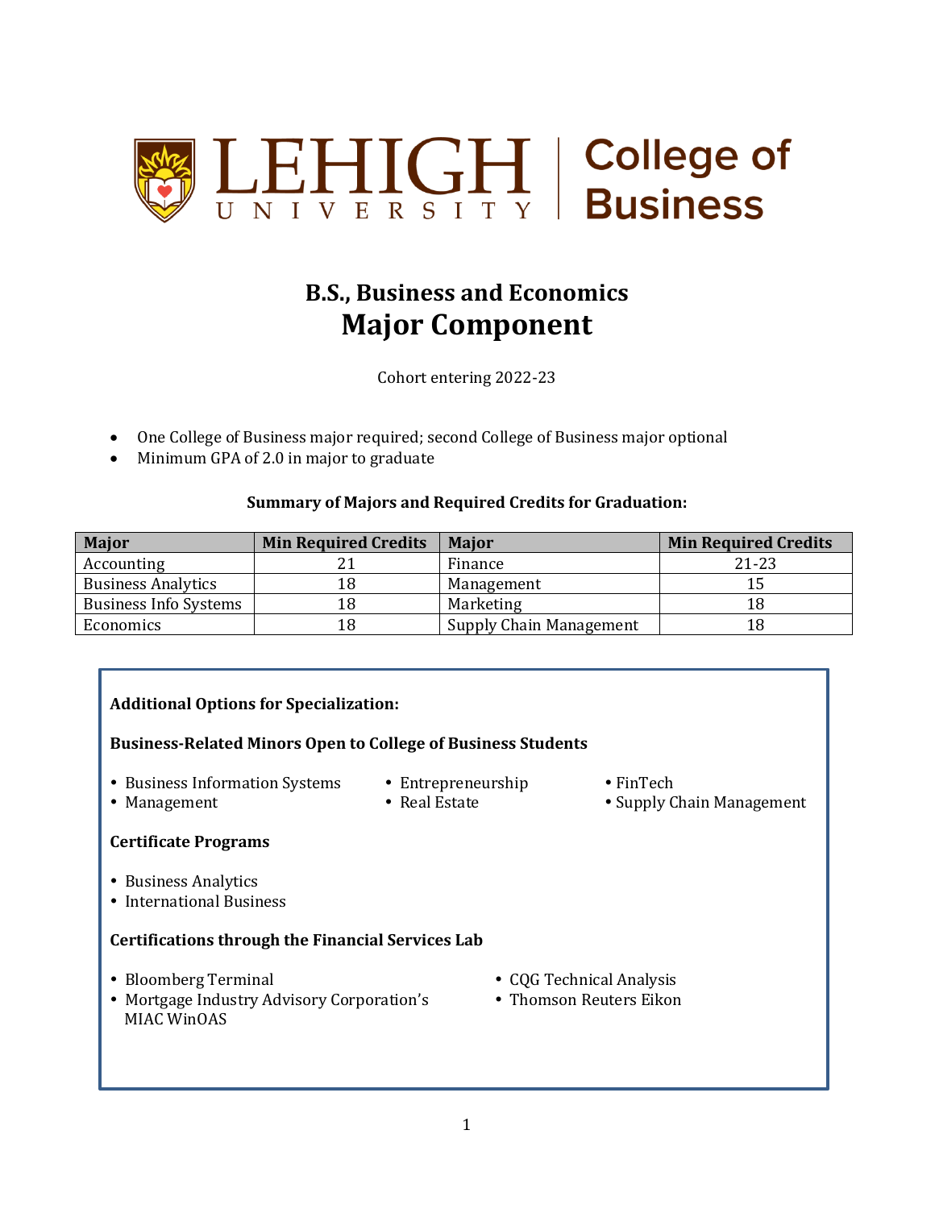Lehigh University College of Business

# B.S., Business and Economics
# Major Component

Cohort entering 2022-23

- One College of Business major required; second College of Business major optional
- Minimum GPA of 2.0 in major to graduate

**Summary of Majors and Required Credits for Graduation:**

| Major | Min Required Credits | Major | Min Required Credits |
|---|---|---|---|
| Accounting | 21 | Finance | 21-23 |
| Business Analytics | 18 | Management | 15 |
| Business Info Systems | 18 | Marketing | 18 |
| Economics | 18 | Supply Chain Management | 18 |

**Additional Options for Specialization:**

**Business-Related Minors Open to College of Business Students**

- Business Information Systems
- Management
- Entrepreneurship
- Real Estate
- FinTech
- Supply Chain Management

**Certificate Programs**

- Business Analytics
- International Business

**Certifications through the Financial Services Lab**

- Bloomberg Terminal
- Mortgage Industry Advisory Corporation's MIAC WinOAS
- CQG Technical Analysis
- Thomson Reuters Eikon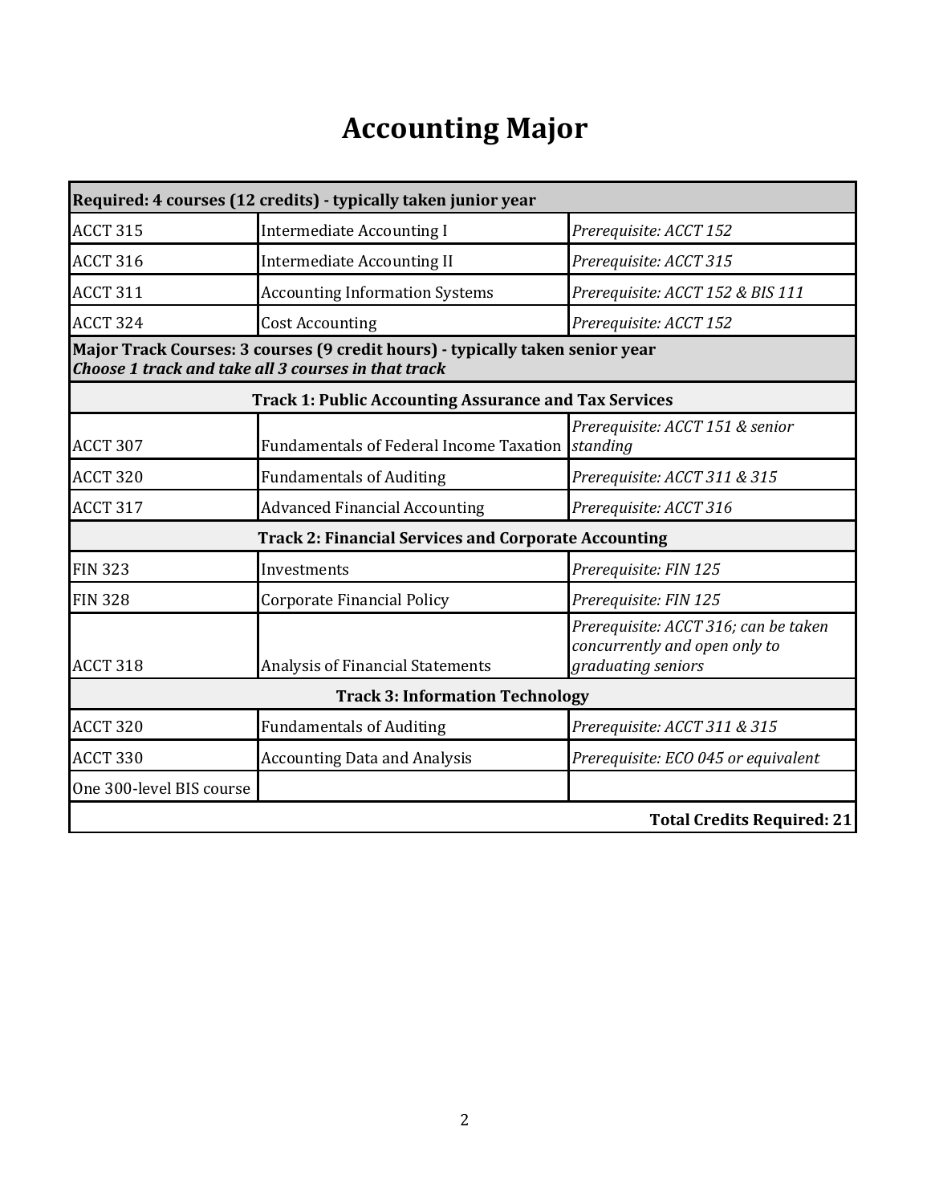# Accounting Major

| **Required: 4 courses (12 credits) - typically taken junior year** | | |
|---|---|---|
| ACCT 315 | Intermediate Accounting I | *Prerequisite: ACCT 152* |
| ACCT 316 | Intermediate Accounting II | *Prerequisite: ACCT 315* |
| ACCT 311 | Accounting Information Systems | *Prerequisite: ACCT 152 & BIS 111* |
| ACCT 324 | Cost Accounting | *Prerequisite: ACCT 152* |
| **Major Track Courses: 3 courses (9 credit hours) - typically taken senior year** ***Choose 1 track and take all 3 courses in that track*** | | |
| **Track 1: Public Accounting Assurance and Tax Services** | | |
| ACCT 307 | Fundamentals of Federal Income Taxation | *Prerequisite: ACCT 151 & senior standing* |
| ACCT 320 | Fundamentals of Auditing | *Prerequisite: ACCT 311 & 315* |
| ACCT 317 | Advanced Financial Accounting | *Prerequisite: ACCT 316* |
| **Track 2: Financial Services and Corporate Accounting** | | |
| FIN 323 | Investments | *Prerequisite: FIN 125* |
| FIN 328 | Corporate Financial Policy | *Prerequisite: FIN 125* |
| ACCT 318 | Analysis of Financial Statements | *Prerequisite: ACCT 316; can be taken concurrently and open only to graduating seniors* |
| **Track 3: Information Technology** | | |
| ACCT 320 | Fundamentals of Auditing | *Prerequisite: ACCT 311 & 315* |
| ACCT 330 | Accounting Data and Analysis | *Prerequisite: ECO 045 or equivalent* |
| One 300-level BIS course | | |
| | | **Total Credits Required: 21** |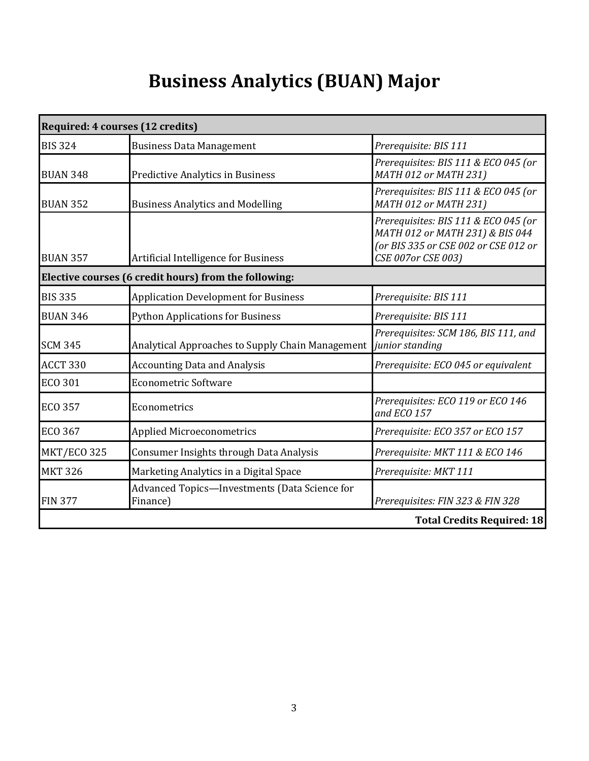# Business Analytics (BUAN) Major

| **Required: 4 courses (12 credits)** | | |
|---|---|---|
| BIS 324 | Business Data Management | *Prerequisite: BIS 111* |
| BUAN 348 | Predictive Analytics in Business | *Prerequisites: BIS 111 & ECO 045 (or MATH 012 or MATH 231)* |
| BUAN 352 | Business Analytics and Modelling | *Prerequisites: BIS 111 & ECO 045 (or MATH 012 or MATH 231)* |
| BUAN 357 | Artificial Intelligence for Business | *Prerequisites: BIS 111 & ECO 045 (or MATH 012 or MATH 231) & BIS 044 (or BIS 335 or CSE 002 or CSE 012 or CSE 007or CSE 003)* |
| **Elective courses (6 credit hours) from the following:** | | |
| BIS 335 | Application Development for Business | *Prerequisite: BIS 111* |
| BUAN 346 | Python Applications for Business | *Prerequisite: BIS 111* |
| SCM 345 | Analytical Approaches to Supply Chain Management | *Prerequisites: SCM 186, BIS 111, and junior standing* |
| ACCT 330 | Accounting Data and Analysis | *Prerequisite: ECO 045 or equivalent* |
| ECO 301 | Econometric Software | |
| ECO 357 | Econometrics | *Prerequisites: ECO 119 or ECO 146 and ECO 157* |
| ECO 367 | Applied Microeconometrics | *Prerequisite: ECO 357 or ECO 157* |
| MKT/ECO 325 | Consumer Insights through Data Analysis | *Prerequisite: MKT 111 & ECO 146* |
| MKT 326 | Marketing Analytics in a Digital Space | *Prerequisite: MKT 111* |
| FIN 377 | Advanced Topics—Investments (Data Science for Finance) | *Prerequisites: FIN 323 & FIN 328* |
| | | **Total Credits Required: 18** |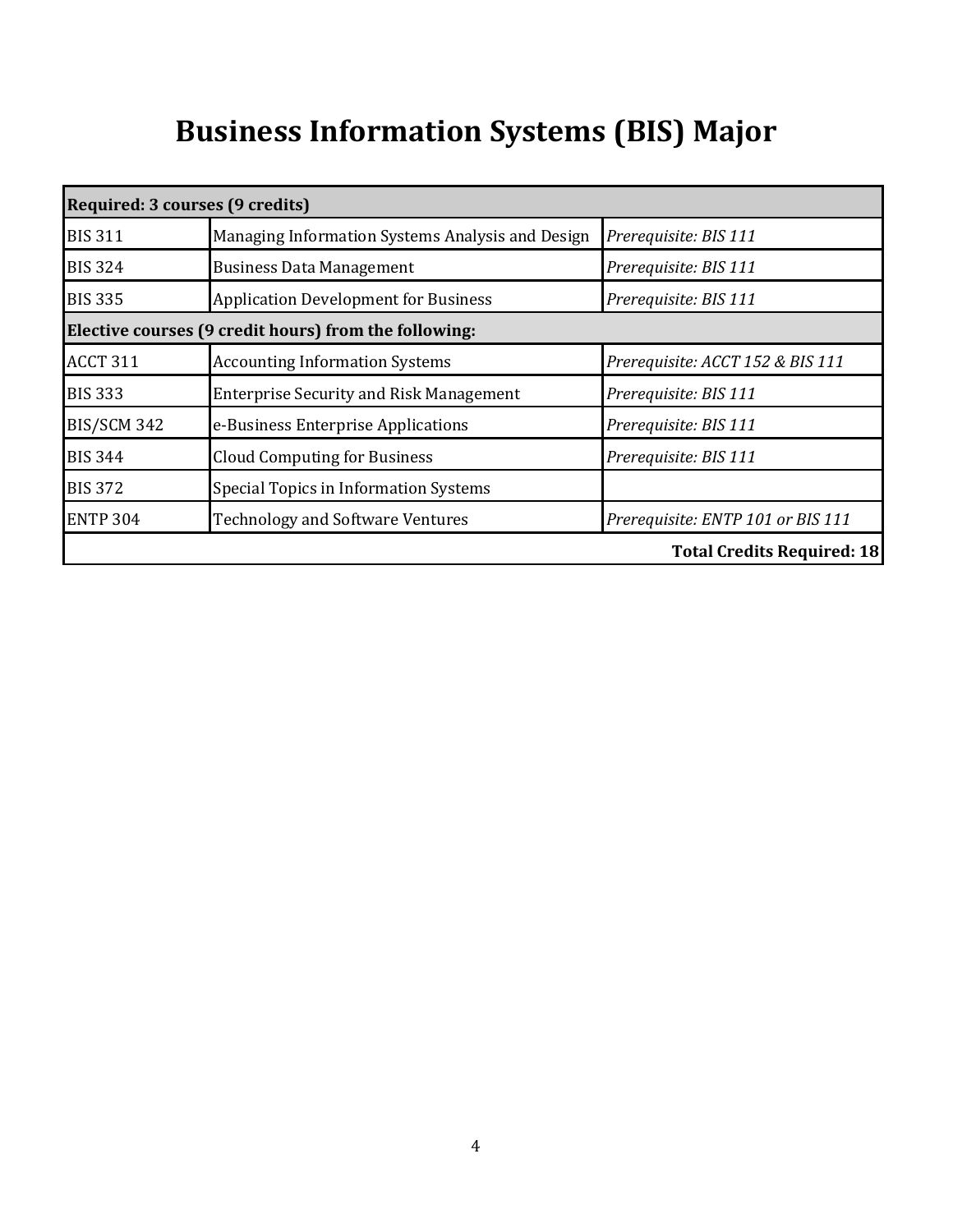# Business Information Systems (BIS) Major

| **Required: 3 courses (9 credits)** | | |
|---|---|---|
| BIS 311 | Managing Information Systems Analysis and Design | *Prerequisite: BIS 111* |
| BIS 324 | Business Data Management | *Prerequisite: BIS 111* |
| BIS 335 | Application Development for Business | *Prerequisite: BIS 111* |
| **Elective courses (9 credit hours) from the following:** | | |
| ACCT 311 | Accounting Information Systems | *Prerequisite: ACCT 152 & BIS 111* |
| BIS 333 | Enterprise Security and Risk Management | *Prerequisite: BIS 111* |
| BIS/SCM 342 | e-Business Enterprise Applications | *Prerequisite: BIS 111* |
| BIS 344 | Cloud Computing for Business | *Prerequisite: BIS 111* |
| BIS 372 | Special Topics in Information Systems | |
| ENTP 304 | Technology and Software Ventures | *Prerequisite: ENTP 101 or BIS 111* |
| | | **Total Credits Required: 18** |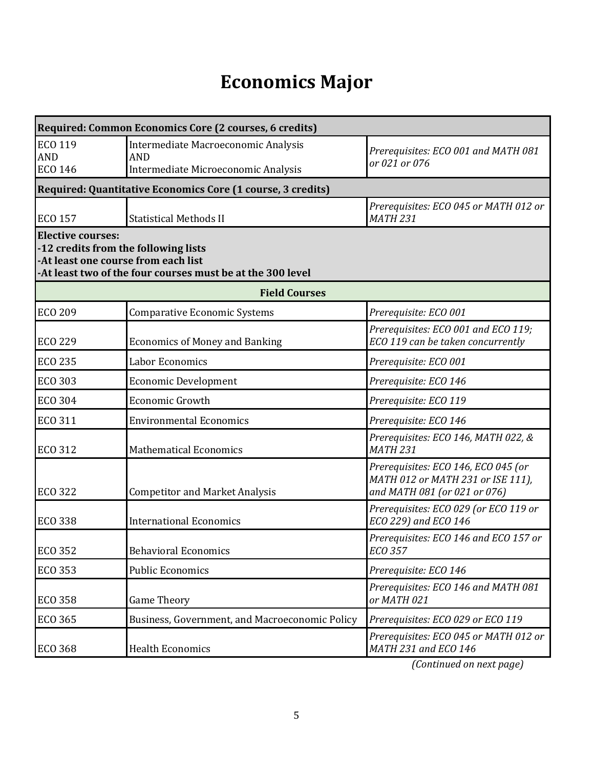# Economics Major

| | | |
|---|---|---|
| **Required: Common Economics Core (2 courses, 6 credits)** | | |
| ECO 119<br>AND<br>ECO 146 | Intermediate Macroeconomic Analysis<br>AND<br>Intermediate Microeconomic Analysis | *Prerequisites: ECO 001 and MATH 081 or 021 or 076* |
| **Required: Quantitative Economics Core (1 course, 3 credits)** | | |
| ECO 157 | Statistical Methods II | *Prerequisites: ECO 045 or MATH 012 or MATH 231* |
| **Elective courses:**<br>**-12 credits from the following lists**<br>**-At least one course from each list**<br>**-At least two of the four courses must be at the 300 level** | | |
| **Field Courses** | | |
| ECO 209 | Comparative Economic Systems | *Prerequisite: ECO 001* |
| ECO 229 | Economics of Money and Banking | *Prerequisites: ECO 001 and ECO 119; ECO 119 can be taken concurrently* |
| ECO 235 | Labor Economics | *Prerequisite: ECO 001* |
| ECO 303 | Economic Development | *Prerequisite: ECO 146* |
| ECO 304 | Economic Growth | *Prerequisite: ECO 119* |
| ECO 311 | Environmental Economics | *Prerequisite: ECO 146* |
| ECO 312 | Mathematical Economics | *Prerequisites: ECO 146, MATH 022, & MATH 231* |
| ECO 322 | Competitor and Market Analysis | *Prerequisites: ECO 146, ECO 045 (or MATH 012 or MATH 231 or ISE 111), and MATH 081 (or 021 or 076)* |
| ECO 338 | International Economics | *Prerequisites: ECO 029 (or ECO 119 or ECO 229) and ECO 146* |
| ECO 352 | Behavioral Economics | *Prerequisites: ECO 146 and ECO 157 or ECO 357* |
| ECO 353 | Public Economics | *Prerequisite: ECO 146* |
| ECO 358 | Game Theory | *Prerequisites: ECO 146 and MATH 081 or MATH 021* |
| ECO 365 | Business, Government, and Macroeconomic Policy | *Prerequisites: ECO 029 or ECO 119* |
| ECO 368 | Health Economics | *Prerequisites: ECO 045 or MATH 012 or MATH 231 and ECO 146* |

*(Continued on next page)*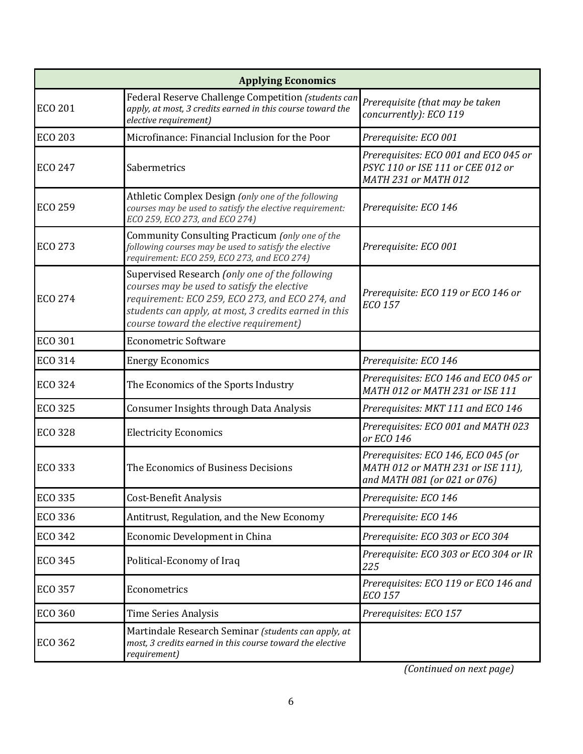| Applying Economics | | |
|---|---|---|
| ECO 201 | Federal Reserve Challenge Competition *(students can apply, at most, 3 credits earned in this course toward the elective requirement)* | *Prerequisite (that may be taken concurrently): ECO 119* |
| ECO 203 | Microfinance: Financial Inclusion for the Poor | *Prerequisite: ECO 001* |
| ECO 247 | Sabermetrics | *Prerequisites: ECO 001 and ECO 045 or PSYC 110 or ISE 111 or CEE 012 or MATH 231 or MATH 012* |
| ECO 259 | Athletic Complex Design *(only one of the following courses may be used to satisfy the elective requirement: ECO 259, ECO 273, and ECO 274)* | *Prerequisite: ECO 146* |
| ECO 273 | Community Consulting Practicum *(only one of the following courses may be used to satisfy the elective requirement: ECO 259, ECO 273, and ECO 274)* | *Prerequisite: ECO 001* |
| ECO 274 | Supervised Research *(only one of the following courses may be used to satisfy the elective requirement: ECO 259, ECO 273, and ECO 274, and students can apply, at most, 3 credits earned in this course toward the elective requirement)* | *Prerequisite: ECO 119 or ECO 146 or ECO 157* |
| ECO 301 | Econometric Software | |
| ECO 314 | Energy Economics | *Prerequisite: ECO 146* |
| ECO 324 | The Economics of the Sports Industry | *Prerequisites: ECO 146 and ECO 045 or MATH 012 or MATH 231 or ISE 111* |
| ECO 325 | Consumer Insights through Data Analysis | *Prerequisites: MKT 111 and ECO 146* |
| ECO 328 | Electricity Economics | *Prerequisites: ECO 001 and MATH 023 or ECO 146* |
| ECO 333 | The Economics of Business Decisions | *Prerequisites: ECO 146, ECO 045 (or MATH 012 or MATH 231 or ISE 111), and MATH 081 (or 021 or 076)* |
| ECO 335 | Cost-Benefit Analysis | *Prerequisite: ECO 146* |
| ECO 336 | Antitrust, Regulation, and the New Economy | *Prerequisite: ECO 146* |
| ECO 342 | Economic Development in China | *Prerequisite: ECO 303 or ECO 304* |
| ECO 345 | Political-Economy of Iraq | *Prerequisite: ECO 303 or ECO 304 or IR 225* |
| ECO 357 | Econometrics | *Prerequisites: ECO 119 or ECO 146 and ECO 157* |
| ECO 360 | Time Series Analysis | *Prerequisites: ECO 157* |
| ECO 362 | Martindale Research Seminar *(students can apply, at most, 3 credits earned in this course toward the elective requirement)* | |

*(Continued on next page)*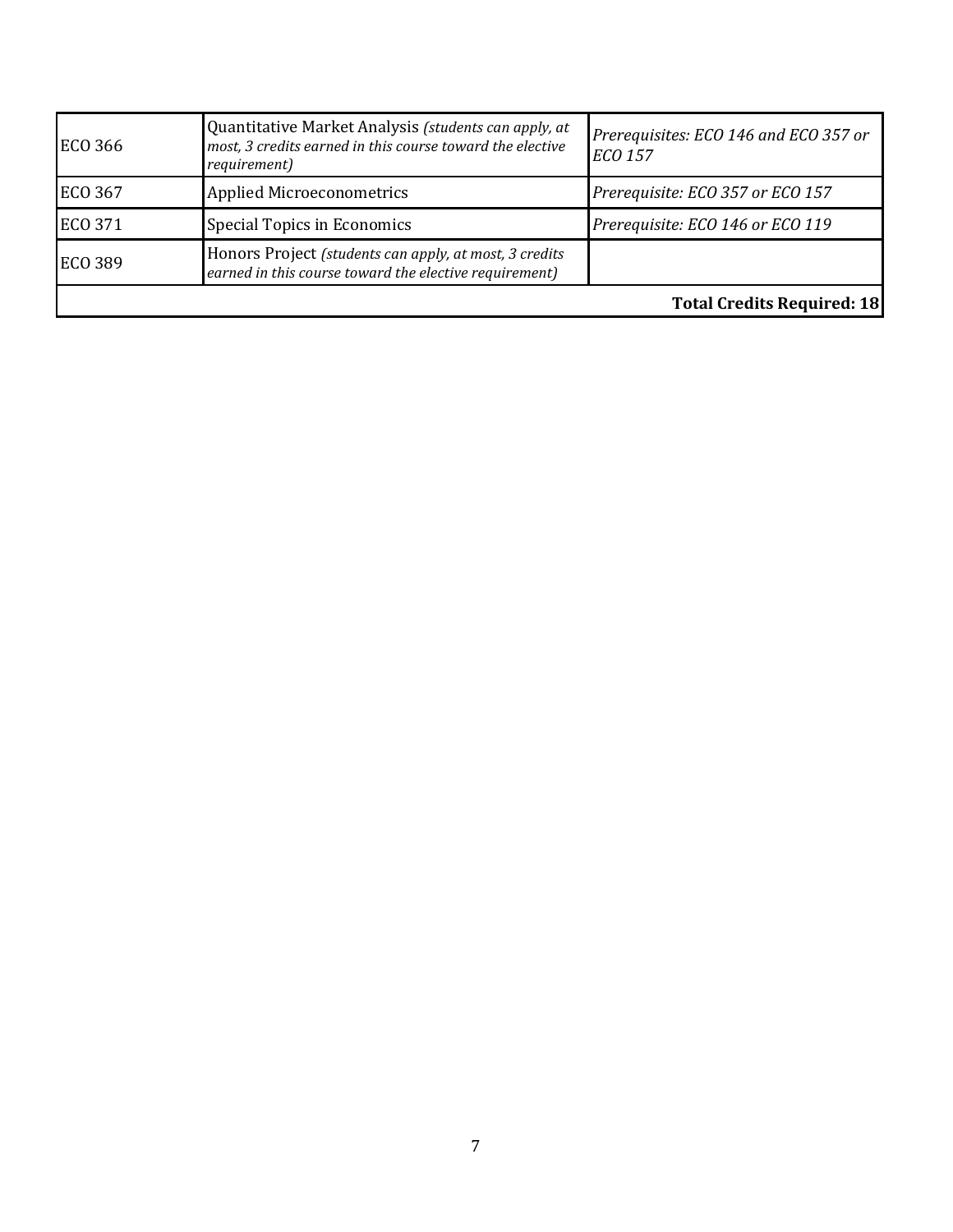| | | |
|---|---|---|
| ECO 366 | Quantitative Market Analysis *(students can apply, at most, 3 credits earned in this course toward the elective requirement)* | *Prerequisites: ECO 146 and ECO 357 or ECO 157* |
| ECO 367 | Applied Microeconometrics | *Prerequisite: ECO 357 or ECO 157* |
| ECO 371 | Special Topics in Economics | *Prerequisite: ECO 146 or ECO 119* |
| ECO 389 | Honors Project *(students can apply, at most, 3 credits earned in this course toward the elective requirement)* | |
| | | **Total Credits Required: 18** |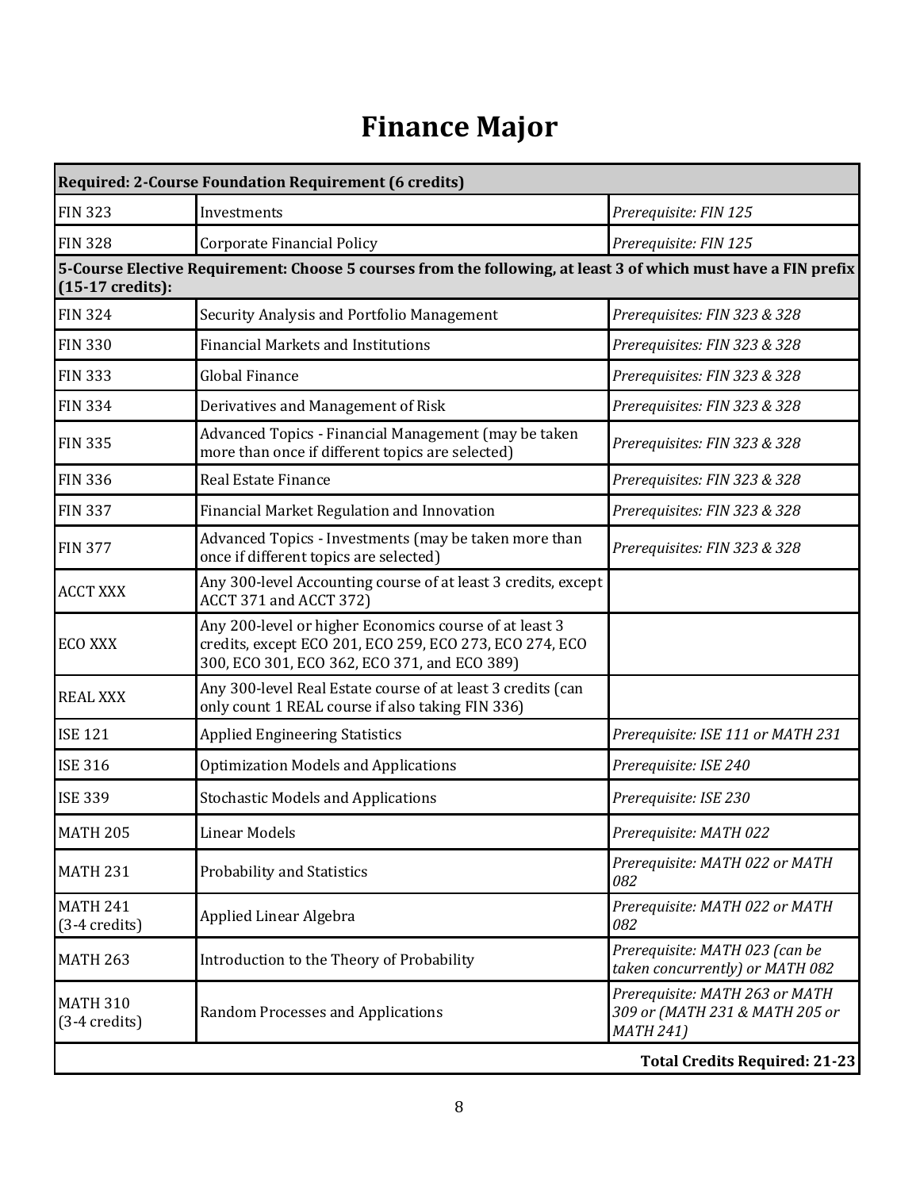# Finance Major

| **Required: 2-Course Foundation Requirement (6 credits)** | | |
|---|---|---|
| FIN 323 | Investments | *Prerequisite: FIN 125* |
| FIN 328 | Corporate Financial Policy | *Prerequisite: FIN 125* |
| **5-Course Elective Requirement: Choose 5 courses from the following, at least 3 of which must have a FIN prefix (15-17 credits):** | | |
| FIN 324 | Security Analysis and Portfolio Management | *Prerequisites: FIN 323 & 328* |
| FIN 330 | Financial Markets and Institutions | *Prerequisites: FIN 323 & 328* |
| FIN 333 | Global Finance | *Prerequisites: FIN 323 & 328* |
| FIN 334 | Derivatives and Management of Risk | *Prerequisites: FIN 323 & 328* |
| FIN 335 | Advanced Topics - Financial Management (may be taken more than once if different topics are selected) | *Prerequisites: FIN 323 & 328* |
| FIN 336 | Real Estate Finance | *Prerequisites: FIN 323 & 328* |
| FIN 337 | Financial Market Regulation and Innovation | *Prerequisites: FIN 323 & 328* |
| FIN 377 | Advanced Topics - Investments (may be taken more than once if different topics are selected) | *Prerequisites: FIN 323 & 328* |
| ACCT XXX | Any 300-level Accounting course of at least 3 credits, except ACCT 371 and ACCT 372) | |
| ECO XXX | Any 200-level or higher Economics course of at least 3 credits, except ECO 201, ECO 259, ECO 273, ECO 274, ECO 300, ECO 301, ECO 362, ECO 371, and ECO 389) | |
| REAL XXX | Any 300-level Real Estate course of at least 3 credits (can only count 1 REAL course if also taking FIN 336) | |
| ISE 121 | Applied Engineering Statistics | *Prerequisite: ISE 111 or MATH 231* |
| ISE 316 | Optimization Models and Applications | *Prerequisite: ISE 240* |
| ISE 339 | Stochastic Models and Applications | *Prerequisite: ISE 230* |
| MATH 205 | Linear Models | *Prerequisite: MATH 022* |
| MATH 231 | Probability and Statistics | *Prerequisite: MATH 022 or MATH 082* |
| MATH 241 (3-4 credits) | Applied Linear Algebra | *Prerequisite: MATH 022 or MATH 082* |
| MATH 263 | Introduction to the Theory of Probability | *Prerequisite: MATH 023 (can be taken concurrently) or MATH 082* |
| MATH 310 (3-4 credits) | Random Processes and Applications | *Prerequisite: MATH 263 or MATH 309 or (MATH 231 & MATH 205 or MATH 241)* |
| | | **Total Credits Required: 21-23** |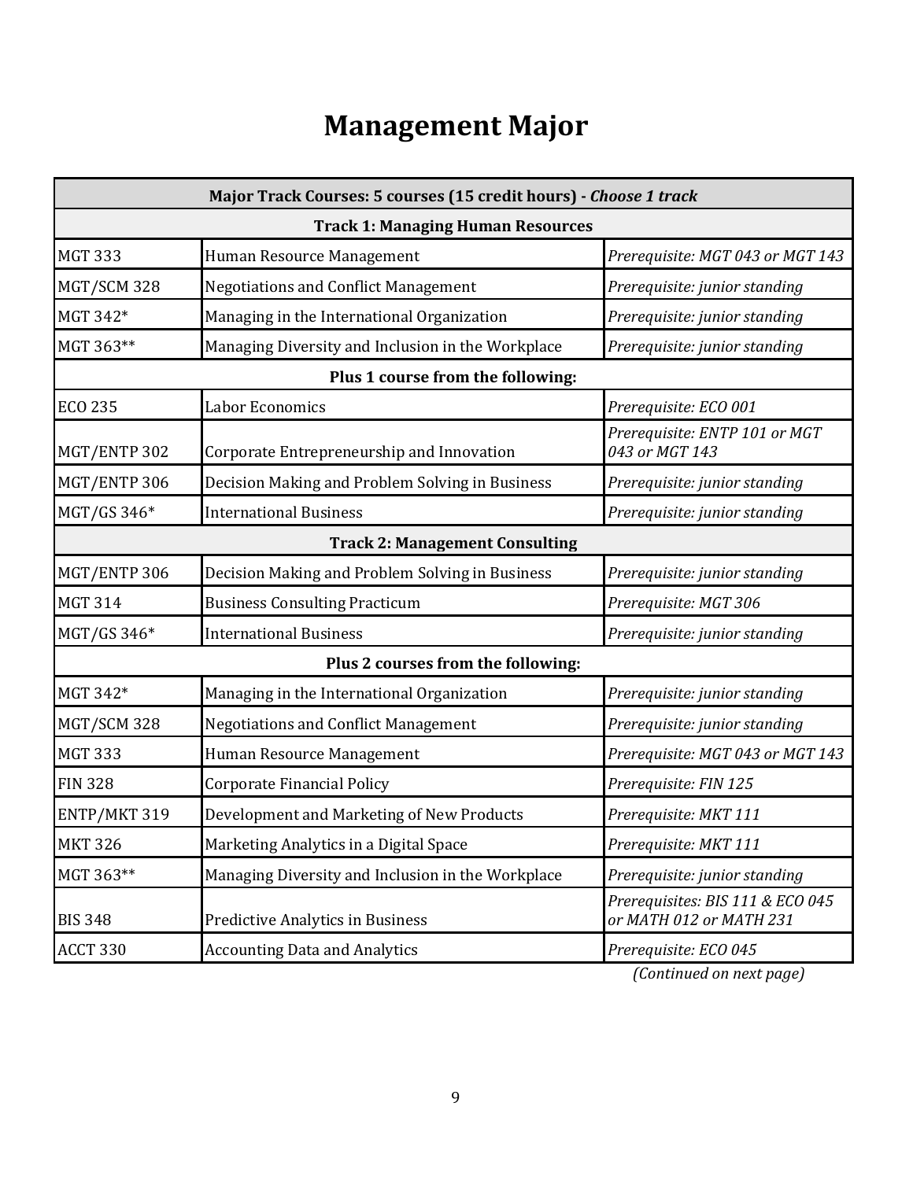# Management Major

| Major Track Courses: 5 courses (15 credit hours) - *Choose 1 track* | | |
|---|---|---|
| **Track 1: Managing Human Resources** | | |
| MGT 333 | Human Resource Management | *Prerequisite: MGT 043 or MGT 143* |
| MGT/SCM 328 | Negotiations and Conflict Management | *Prerequisite: junior standing* |
| MGT 342* | Managing in the International Organization | *Prerequisite: junior standing* |
| MGT 363** | Managing Diversity and Inclusion in the Workplace | *Prerequisite: junior standing* |
| **Plus 1 course from the following:** | | |
| ECO 235 | Labor Economics | *Prerequisite: ECO 001* |
| MGT/ENTP 302 | Corporate Entrepreneurship and Innovation | *Prerequisite: ENTP 101 or MGT 043 or MGT 143* |
| MGT/ENTP 306 | Decision Making and Problem Solving in Business | *Prerequisite: junior standing* |
| MGT/GS 346* | International Business | *Prerequisite: junior standing* |
| **Track 2: Management Consulting** | | |
| MGT/ENTP 306 | Decision Making and Problem Solving in Business | *Prerequisite: junior standing* |
| MGT 314 | Business Consulting Practicum | *Prerequisite: MGT 306* |
| MGT/GS 346* | International Business | *Prerequisite: junior standing* |
| **Plus 2 courses from the following:** | | |
| MGT 342* | Managing in the International Organization | *Prerequisite: junior standing* |
| MGT/SCM 328 | Negotiations and Conflict Management | *Prerequisite: junior standing* |
| MGT 333 | Human Resource Management | *Prerequisite: MGT 043 or MGT 143* |
| FIN 328 | Corporate Financial Policy | *Prerequisite: FIN 125* |
| ENTP/MKT 319 | Development and Marketing of New Products | *Prerequisite: MKT 111* |
| MKT 326 | Marketing Analytics in a Digital Space | *Prerequisite: MKT 111* |
| MGT 363** | Managing Diversity and Inclusion in the Workplace | *Prerequisite: junior standing* |
| BIS 348 | Predictive Analytics in Business | *Prerequisites: BIS 111 & ECO 045 or MATH 012 or MATH 231* |
| ACCT 330 | Accounting Data and Analytics | *Prerequisite: ECO 045* |

*(Continued on next page)*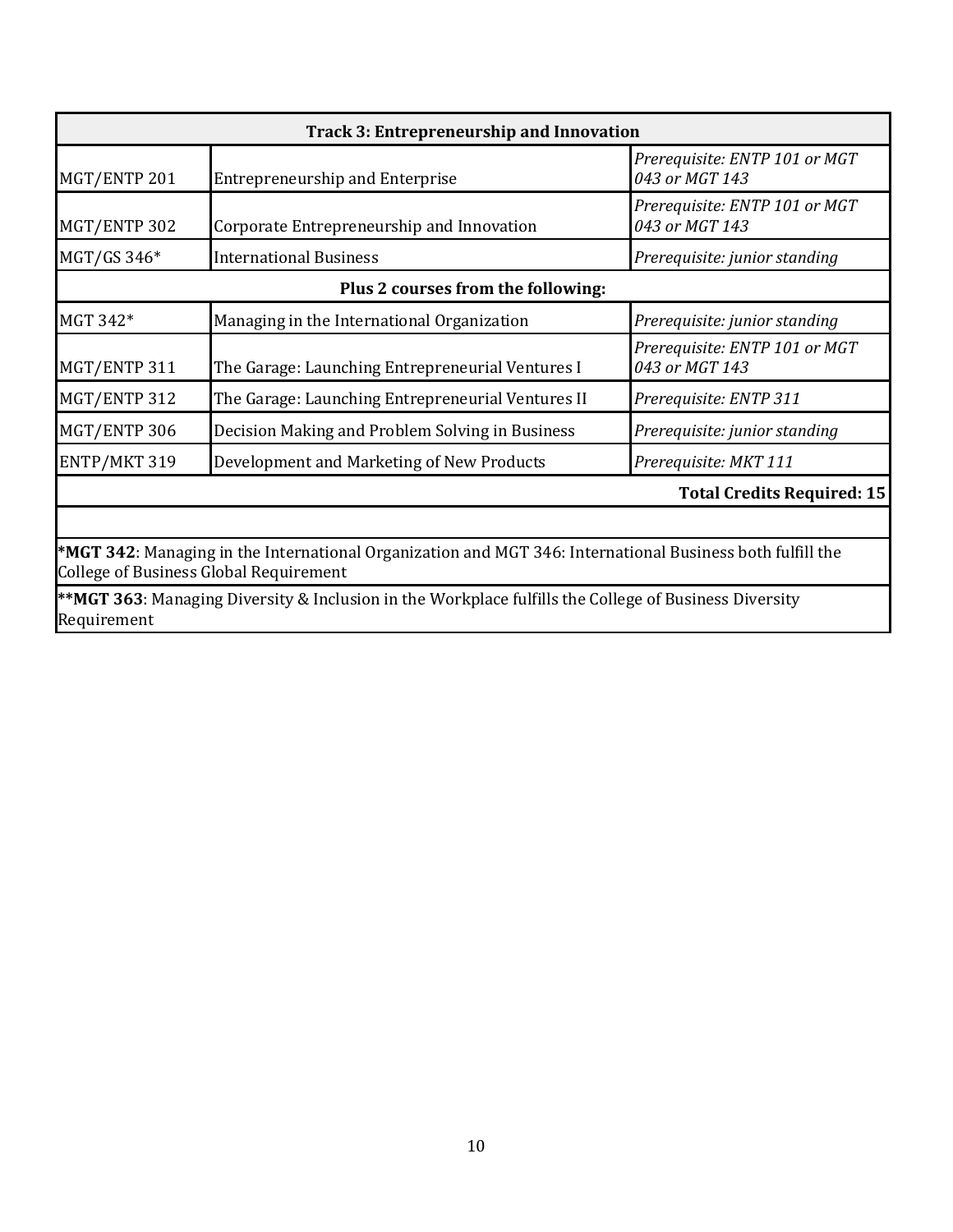| Track 3: Entrepreneurship and Innovation | | |
|---|---|---|
| MGT/ENTP 201 | Entrepreneurship and Enterprise | *Prerequisite: ENTP 101 or MGT 043 or MGT 143* |
| MGT/ENTP 302 | Corporate Entrepreneurship and Innovation | *Prerequisite: ENTP 101 or MGT 043 or MGT 143* |
| MGT/GS 346* | International Business | *Prerequisite: junior standing* |
| **Plus 2 courses from the following:** | | |
| MGT 342* | Managing in the International Organization | *Prerequisite: junior standing* |
| MGT/ENTP 311 | The Garage: Launching Entrepreneurial Ventures I | *Prerequisite: ENTP 101 or MGT 043 or MGT 143* |
| MGT/ENTP 312 | The Garage: Launching Entrepreneurial Ventures II | *Prerequisite: ENTP 311* |
| MGT/ENTP 306 | Decision Making and Problem Solving in Business | *Prerequisite: junior standing* |
| ENTP/MKT 319 | Development and Marketing of New Products | *Prerequisite: MKT 111* |
| | | **Total Credits Required: 15** |

***MGT 342**: Managing in the International Organization and MGT 346: International Business both fulfill the College of Business Global Requirement

****MGT 363**: Managing Diversity & Inclusion in the Workplace fulfills the College of Business Diversity Requirement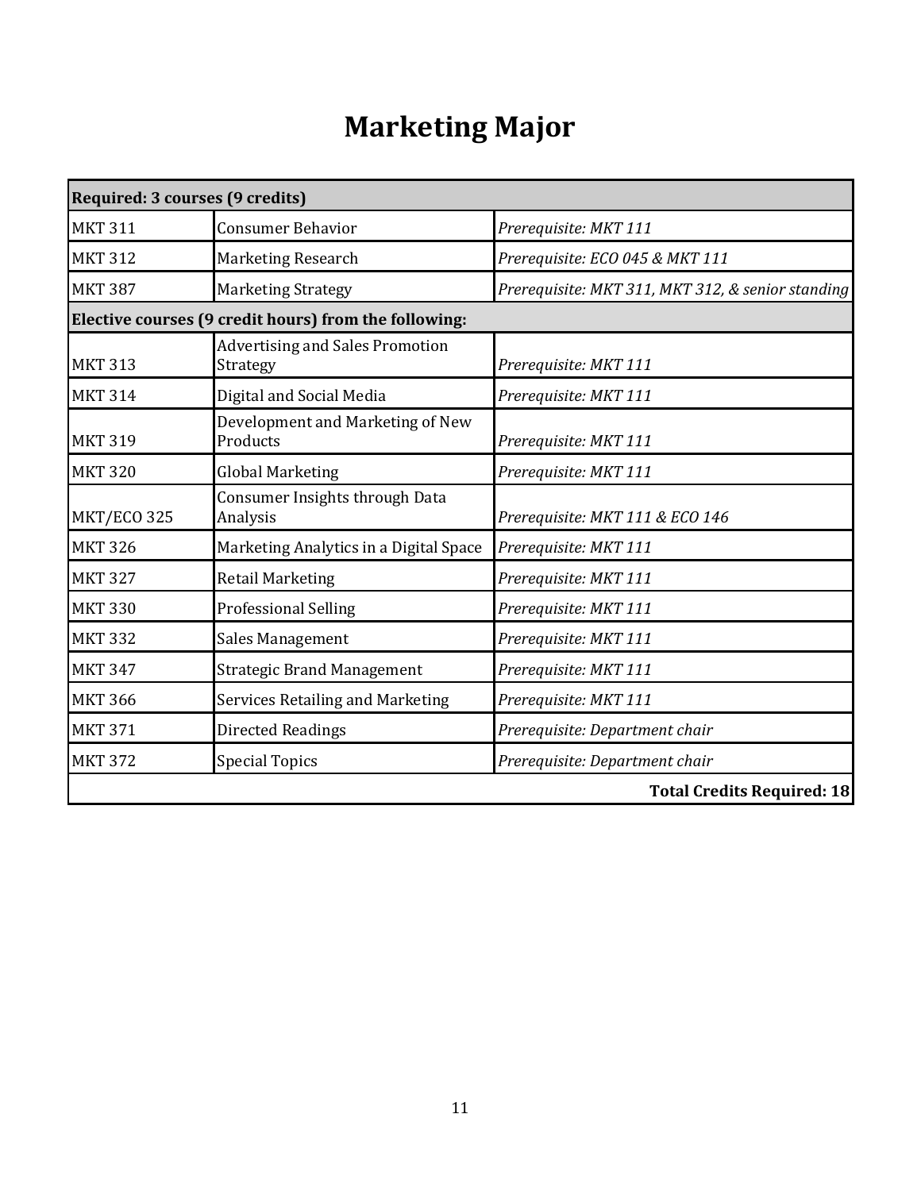# Marketing Major

| Required: 3 courses (9 credits) | | |
|---|---|---|
| MKT 311 | Consumer Behavior | *Prerequisite: MKT 111* |
| MKT 312 | Marketing Research | *Prerequisite: ECO 045 & MKT 111* |
| MKT 387 | Marketing Strategy | *Prerequisite: MKT 311, MKT 312, & senior standing* |
| **Elective courses (9 credit hours) from the following:** | | |
| MKT 313 | Advertising and Sales Promotion Strategy | *Prerequisite: MKT 111* |
| MKT 314 | Digital and Social Media | *Prerequisite: MKT 111* |
| MKT 319 | Development and Marketing of New Products | *Prerequisite: MKT 111* |
| MKT 320 | Global Marketing | *Prerequisite: MKT 111* |
| MKT/ECO 325 | Consumer Insights through Data Analysis | *Prerequisite: MKT 111 & ECO 146* |
| MKT 326 | Marketing Analytics in a Digital Space | *Prerequisite: MKT 111* |
| MKT 327 | Retail Marketing | *Prerequisite: MKT 111* |
| MKT 330 | Professional Selling | *Prerequisite: MKT 111* |
| MKT 332 | Sales Management | *Prerequisite: MKT 111* |
| MKT 347 | Strategic Brand Management | *Prerequisite: MKT 111* |
| MKT 366 | Services Retailing and Marketing | *Prerequisite: MKT 111* |
| MKT 371 | Directed Readings | *Prerequisite: Department chair* |
| MKT 372 | Special Topics | *Prerequisite: Department chair* |
| | | **Total Credits Required: 18** |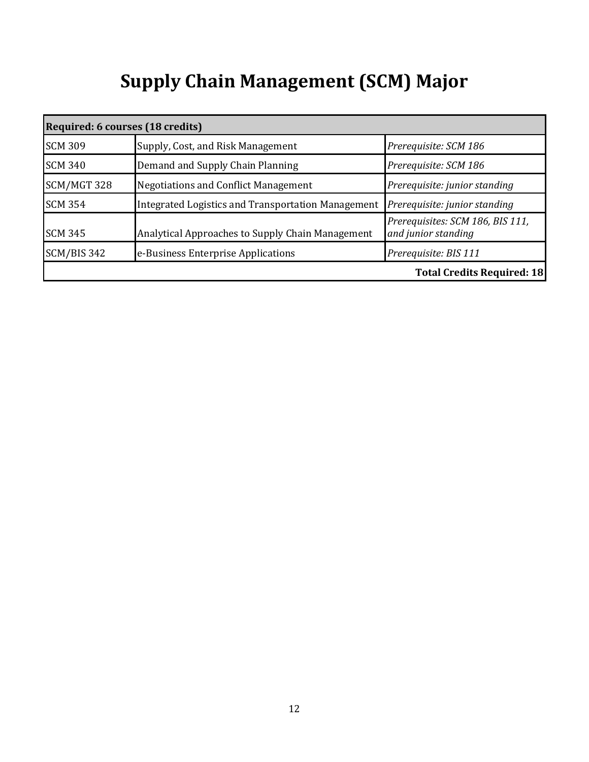# Supply Chain Management (SCM) Major

| Required: 6 courses (18 credits) | | |
|---|---|---|
| SCM 309 | Supply, Cost, and Risk Management | *Prerequisite: SCM 186* |
| SCM 340 | Demand and Supply Chain Planning | *Prerequisite: SCM 186* |
| SCM/MGT 328 | Negotiations and Conflict Management | *Prerequisite: junior standing* |
| SCM 354 | Integrated Logistics and Transportation Management | *Prerequisite: junior standing* |
| SCM 345 | Analytical Approaches to Supply Chain Management | *Prerequisites: SCM 186, BIS 111, and junior standing* |
| SCM/BIS 342 | e-Business Enterprise Applications | *Prerequisite: BIS 111* |
| | | **Total Credits Required: 18** |